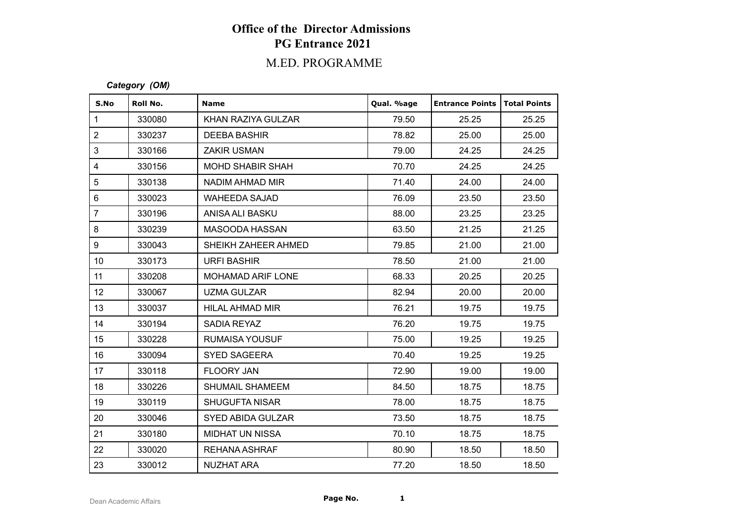# Office of the Director Admissions
## PG Entrance 2021
## M.ED. PROGRAMME

***Category (OM)***

| S.No | Roll No. | Name | Qual. %age | Entrance Points | Total Points |
|---|---|---|---|---|---|
| 1 | 330080 | KHAN RAZIYA GULZAR | 79.50 | 25.25 | 25.25 |
| 2 | 330237 | DEEBA BASHIR | 78.82 | 25.00 | 25.00 |
| 3 | 330166 | ZAKIR USMAN | 79.00 | 24.25 | 24.25 |
| 4 | 330156 | MOHD SHABIR SHAH | 70.70 | 24.25 | 24.25 |
| 5 | 330138 | NADIM AHMAD MIR | 71.40 | 24.00 | 24.00 |
| 6 | 330023 | WAHEEDA SAJAD | 76.09 | 23.50 | 23.50 |
| 7 | 330196 | ANISA ALI BASKU | 88.00 | 23.25 | 23.25 |
| 8 | 330239 | MASOODA HASSAN | 63.50 | 21.25 | 21.25 |
| 9 | 330043 | SHEIKH ZAHEER AHMED | 79.85 | 21.00 | 21.00 |
| 10 | 330173 | URFI BASHIR | 78.50 | 21.00 | 21.00 |
| 11 | 330208 | MOHAMAD ARIF LONE | 68.33 | 20.25 | 20.25 |
| 12 | 330067 | UZMA GULZAR | 82.94 | 20.00 | 20.00 |
| 13 | 330037 | HILAL AHMAD MIR | 76.21 | 19.75 | 19.75 |
| 14 | 330194 | SADIA REYAZ | 76.20 | 19.75 | 19.75 |
| 15 | 330228 | RUMAISA YOUSUF | 75.00 | 19.25 | 19.25 |
| 16 | 330094 | SYED SAGEERA | 70.40 | 19.25 | 19.25 |
| 17 | 330118 | FLOORY JAN | 72.90 | 19.00 | 19.00 |
| 18 | 330226 | SHUMAIL SHAMEEM | 84.50 | 18.75 | 18.75 |
| 19 | 330119 | SHUGUFTA NISAR | 78.00 | 18.75 | 18.75 |
| 20 | 330046 | SYED ABIDA GULZAR | 73.50 | 18.75 | 18.75 |
| 21 | 330180 | MIDHAT UN NISSA | 70.10 | 18.75 | 18.75 |
| 22 | 330020 | REHANA ASHRAF | 80.90 | 18.50 | 18.50 |
| 23 | 330012 | NUZHAT ARA | 77.20 | 18.50 | 18.50 |

Dean Academic Affairs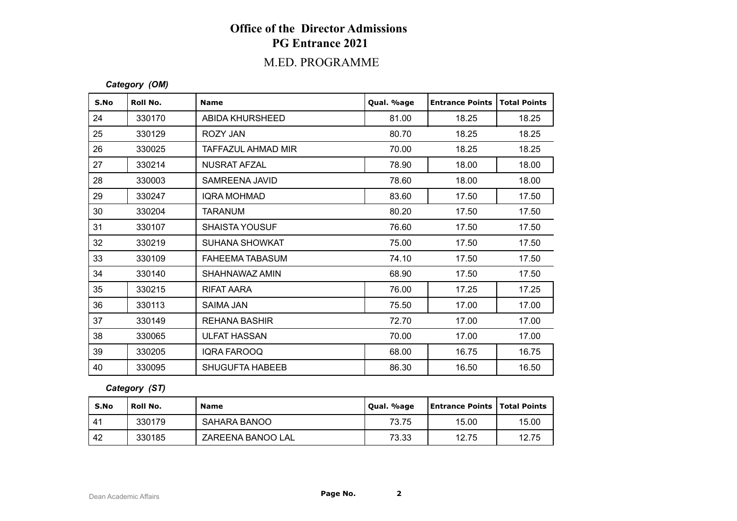# Office of the Director Admissions
## PG Entrance 2021
### M.ED. PROGRAMME

*Category (OM)*

| S.No | Roll No. | Name | Qual. %age | Entrance Points | Total Points |
|---|---|---|---|---|---|
| 24 | 330170 | ABIDA KHURSHEED | 81.00 | 18.25 | 18.25 |
| 25 | 330129 | ROZY JAN | 80.70 | 18.25 | 18.25 |
| 26 | 330025 | TAFFAZUL AHMAD MIR | 70.00 | 18.25 | 18.25 |
| 27 | 330214 | NUSRAT AFZAL | 78.90 | 18.00 | 18.00 |
| 28 | 330003 | SAMREENA JAVID | 78.60 | 18.00 | 18.00 |
| 29 | 330247 | IQRA MOHMAD | 83.60 | 17.50 | 17.50 |
| 30 | 330204 | TARANUM | 80.20 | 17.50 | 17.50 |
| 31 | 330107 | SHAISTA YOUSUF | 76.60 | 17.50 | 17.50 |
| 32 | 330219 | SUHANA SHOWKAT | 75.00 | 17.50 | 17.50 |
| 33 | 330109 | FAHEEMA TABASUM | 74.10 | 17.50 | 17.50 |
| 34 | 330140 | SHAHNAWAZ AMIN | 68.90 | 17.50 | 17.50 |
| 35 | 330215 | RIFAT AARA | 76.00 | 17.25 | 17.25 |
| 36 | 330113 | SAIMA JAN | 75.50 | 17.00 | 17.00 |
| 37 | 330149 | REHANA BASHIR | 72.70 | 17.00 | 17.00 |
| 38 | 330065 | ULFAT HASSAN | 70.00 | 17.00 | 17.00 |
| 39 | 330205 | IQRA FAROOQ | 68.00 | 16.75 | 16.75 |
| 40 | 330095 | SHUGUFTA HABEEB | 86.30 | 16.50 | 16.50 |

*Category (ST)*

| S.No | Roll No. | Name | Qual. %age | Entrance Points | Total Points |
|---|---|---|---|---|---|
| 41 | 330179 | SAHARA BANOO | 73.75 | 15.00 | 15.00 |
| 42 | 330185 | ZAREENA BANOO LAL | 73.33 | 12.75 | 12.75 |

Dean Academic Affairs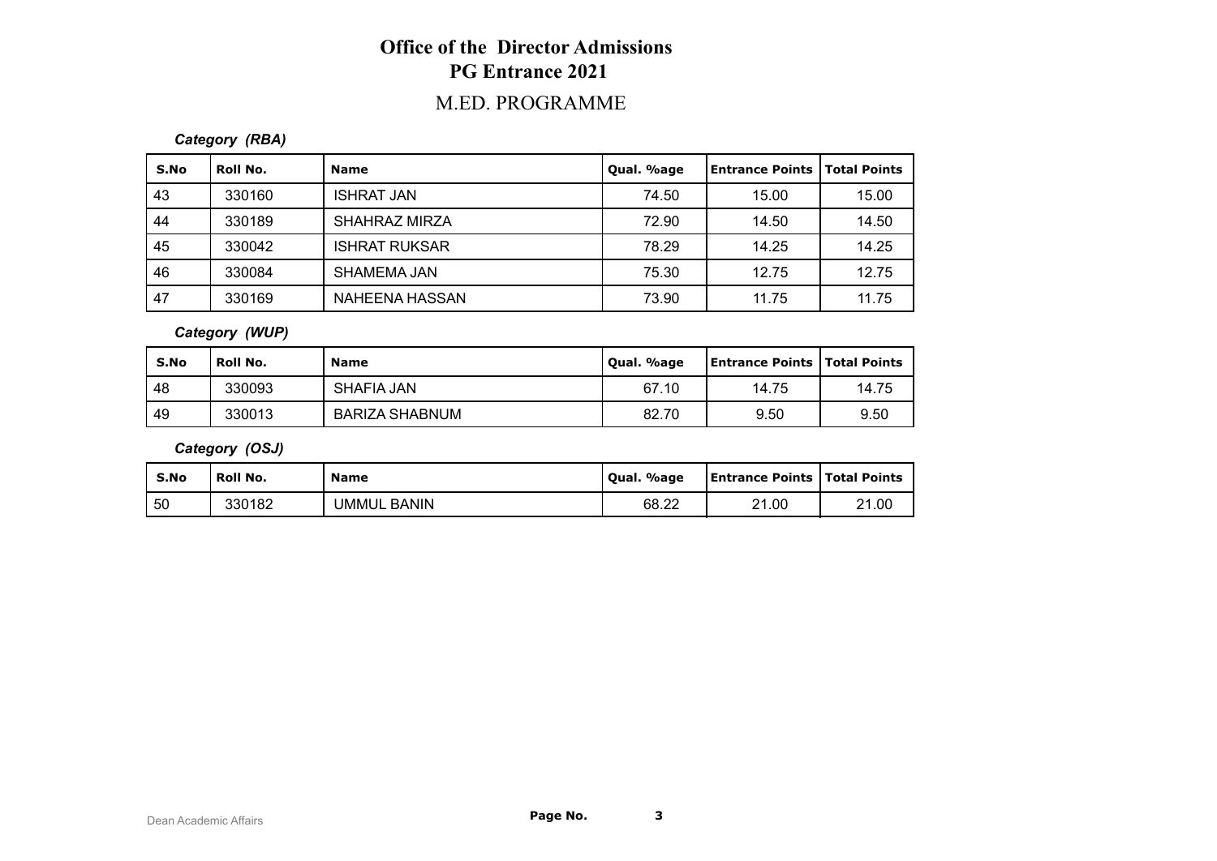# Office of the Director Admissions
# PG Entrance 2021
## M.ED. PROGRAMME

*Category (RBA)*

| S.No | Roll No. | Name | Qual. %age | Entrance Points | Total Points |
|---|---|---|---|---|---|
| 43 | 330160 | ISHRAT JAN | 74.50 | 15.00 | 15.00 |
| 44 | 330189 | SHAHRAZ MIRZA | 72.90 | 14.50 | 14.50 |
| 45 | 330042 | ISHRAT RUKSAR | 78.29 | 14.25 | 14.25 |
| 46 | 330084 | SHAMEMA JAN | 75.30 | 12.75 | 12.75 |
| 47 | 330169 | NAHEENA HASSAN | 73.90 | 11.75 | 11.75 |

*Category (WUP)*

| S.No | Roll No. | Name | Qual. %age | Entrance Points | Total Points |
|---|---|---|---|---|---|
| 48 | 330093 | SHAFIA JAN | 67.10 | 14.75 | 14.75 |
| 49 | 330013 | BARIZA SHABNUM | 82.70 | 9.50 | 9.50 |

*Category (OSJ)*

| S.No | Roll No. | Name | Qual. %age | Entrance Points | Total Points |
|---|---|---|---|---|---|
| 50 | 330182 | UMMUL BANIN | 68.22 | 21.00 | 21.00 |

Dean Academic Affairs